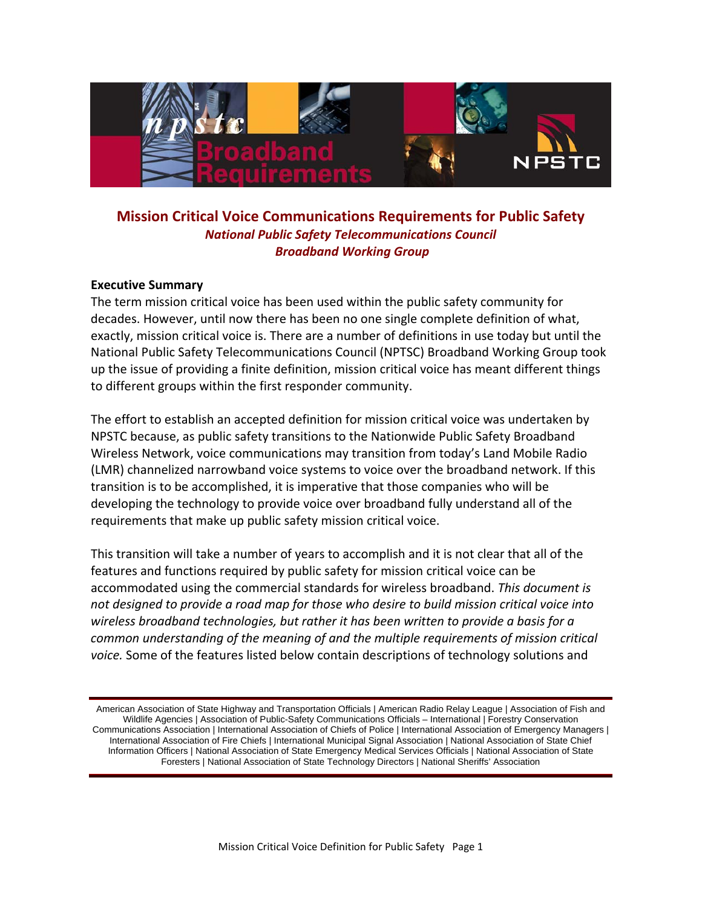# Mission Critical Voice Communications Requirements for Public Safety

*National Public Safety Telecommunications Council*
*Broadband Working Group*

**Executive Summary**

The term mission critical voice has been used within the public safety community for decades. However, until now there has been no one single complete definition of what, exactly, mission critical voice is. There are a number of definitions in use today but until the National Public Safety Telecommunications Council (NPTSC) Broadband Working Group took up the issue of providing a finite definition, mission critical voice has meant different things to different groups within the first responder community.

The effort to establish an accepted definition for mission critical voice was undertaken by NPSTC because, as public safety transitions to the Nationwide Public Safety Broadband Wireless Network, voice communications may transition from today's Land Mobile Radio (LMR) channelized narrowband voice systems to voice over the broadband network. If this transition is to be accomplished, it is imperative that those companies who will be developing the technology to provide voice over broadband fully understand all of the requirements that make up public safety mission critical voice.

This transition will take a number of years to accomplish and it is not clear that all of the features and functions required by public safety for mission critical voice can be accommodated using the commercial standards for wireless broadband. *This document is not designed to provide a road map for those who desire to build mission critical voice into wireless broadband technologies, but rather it has been written to provide a basis for a common understanding of the meaning of and the multiple requirements of mission critical voice.* Some of the features listed below contain descriptions of technology solutions and

---

American Association of State Highway and Transportation Officials | American Radio Relay League | Association of Fish and Wildlife Agencies | Association of Public-Safety Communications Officials – International | Forestry Conservation Communications Association | International Association of Chiefs of Police | International Association of Emergency Managers | International Association of Fire Chiefs | International Municipal Signal Association | National Association of State Chief Information Officers | National Association of State Emergency Medical Services Officials | National Association of State Foresters | National Association of State Technology Directors | National Sheriffs' Association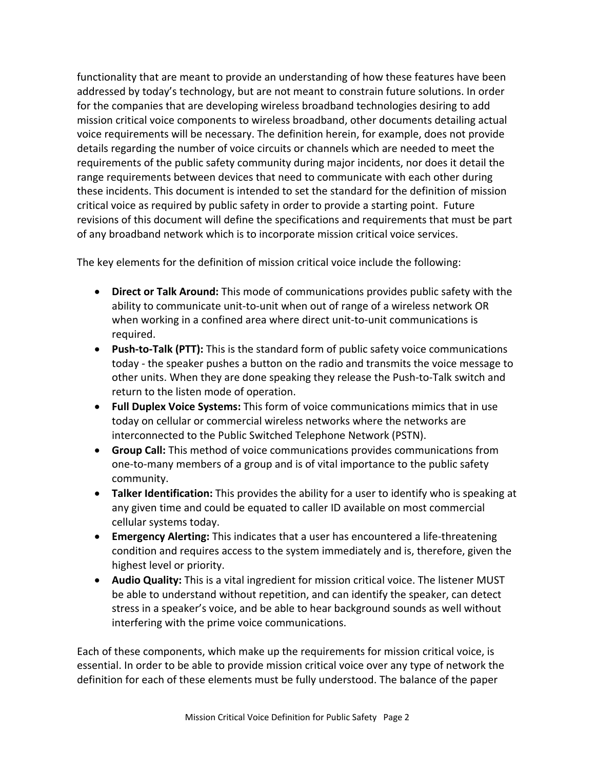functionality that are meant to provide an understanding of how these features have been addressed by today's technology, but are not meant to constrain future solutions. In order for the companies that are developing wireless broadband technologies desiring to add mission critical voice components to wireless broadband, other documents detailing actual voice requirements will be necessary. The definition herein, for example, does not provide details regarding the number of voice circuits or channels which are needed to meet the requirements of the public safety community during major incidents, nor does it detail the range requirements between devices that need to communicate with each other during these incidents. This document is intended to set the standard for the definition of mission critical voice as required by public safety in order to provide a starting point. Future revisions of this document will define the specifications and requirements that must be part of any broadband network which is to incorporate mission critical voice services.

The key elements for the definition of mission critical voice include the following:

- **Direct or Talk Around:** This mode of communications provides public safety with the ability to communicate unit-to-unit when out of range of a wireless network OR when working in a confined area where direct unit-to-unit communications is required.
- **Push-to-Talk (PTT):** This is the standard form of public safety voice communications today - the speaker pushes a button on the radio and transmits the voice message to other units. When they are done speaking they release the Push-to-Talk switch and return to the listen mode of operation.
- **Full Duplex Voice Systems:** This form of voice communications mimics that in use today on cellular or commercial wireless networks where the networks are interconnected to the Public Switched Telephone Network (PSTN).
- **Group Call:** This method of voice communications provides communications from one-to-many members of a group and is of vital importance to the public safety community.
- **Talker Identification:** This provides the ability for a user to identify who is speaking at any given time and could be equated to caller ID available on most commercial cellular systems today.
- **Emergency Alerting:** This indicates that a user has encountered a life-threatening condition and requires access to the system immediately and is, therefore, given the highest level or priority.
- **Audio Quality:** This is a vital ingredient for mission critical voice. The listener MUST be able to understand without repetition, and can identify the speaker, can detect stress in a speaker's voice, and be able to hear background sounds as well without interfering with the prime voice communications.

Each of these components, which make up the requirements for mission critical voice, is essential. In order to be able to provide mission critical voice over any type of network the definition for each of these elements must be fully understood. The balance of the paper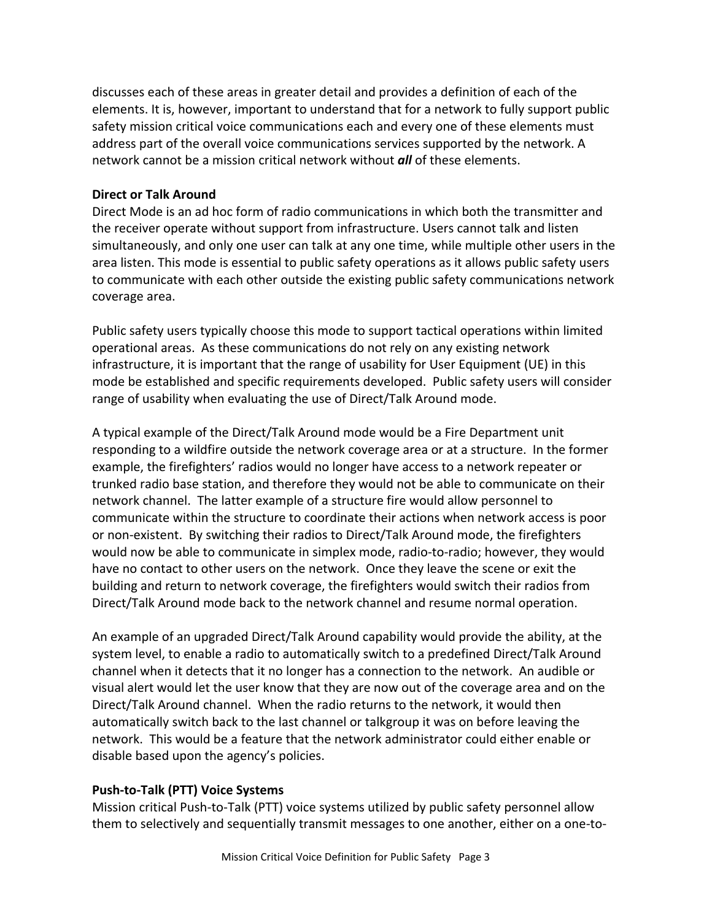discusses each of these areas in greater detail and provides a definition of each of the elements. It is, however, important to understand that for a network to fully support public safety mission critical voice communications each and every one of these elements must address part of the overall voice communications services supported by the network. A network cannot be a mission critical network without ***all*** of these elements.

**Direct or Talk Around**

Direct Mode is an ad hoc form of radio communications in which both the transmitter and the receiver operate without support from infrastructure. Users cannot talk and listen simultaneously, and only one user can talk at any one time, while multiple other users in the area listen. This mode is essential to public safety operations as it allows public safety users to communicate with each other outside the existing public safety communications network coverage area.

Public safety users typically choose this mode to support tactical operations within limited operational areas. As these communications do not rely on any existing network infrastructure, it is important that the range of usability for User Equipment (UE) in this mode be established and specific requirements developed. Public safety users will consider range of usability when evaluating the use of Direct/Talk Around mode.

A typical example of the Direct/Talk Around mode would be a Fire Department unit responding to a wildfire outside the network coverage area or at a structure. In the former example, the firefighters' radios would no longer have access to a network repeater or trunked radio base station, and therefore they would not be able to communicate on their network channel. The latter example of a structure fire would allow personnel to communicate within the structure to coordinate their actions when network access is poor or non-existent. By switching their radios to Direct/Talk Around mode, the firefighters would now be able to communicate in simplex mode, radio-to-radio; however, they would have no contact to other users on the network. Once they leave the scene or exit the building and return to network coverage, the firefighters would switch their radios from Direct/Talk Around mode back to the network channel and resume normal operation.

An example of an upgraded Direct/Talk Around capability would provide the ability, at the system level, to enable a radio to automatically switch to a predefined Direct/Talk Around channel when it detects that it no longer has a connection to the network. An audible or visual alert would let the user know that they are now out of the coverage area and on the Direct/Talk Around channel. When the radio returns to the network, it would then automatically switch back to the last channel or talkgroup it was on before leaving the network. This would be a feature that the network administrator could either enable or disable based upon the agency's policies.

**Push-to-Talk (PTT) Voice Systems**

Mission critical Push-to-Talk (PTT) voice systems utilized by public safety personnel allow them to selectively and sequentially transmit messages to one another, either on a one-to-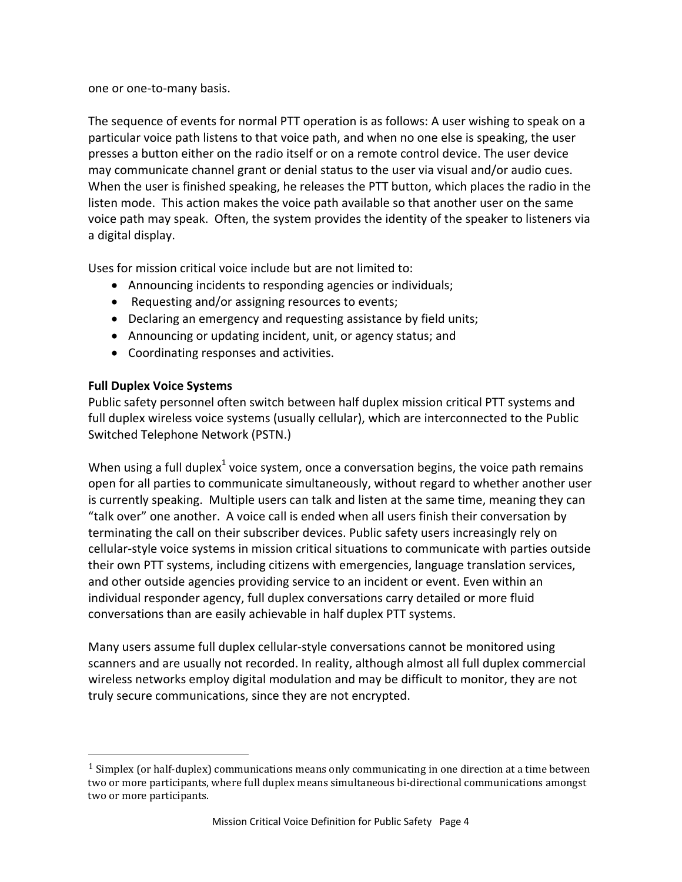one or one-to-many basis.

The sequence of events for normal PTT operation is as follows: A user wishing to speak on a particular voice path listens to that voice path, and when no one else is speaking, the user presses a button either on the radio itself or on a remote control device. The user device may communicate channel grant or denial status to the user via visual and/or audio cues. When the user is finished speaking, he releases the PTT button, which places the radio in the listen mode. This action makes the voice path available so that another user on the same voice path may speak. Often, the system provides the identity of the speaker to listeners via a digital display.

Uses for mission critical voice include but are not limited to:

- Announcing incidents to responding agencies or individuals;
- Requesting and/or assigning resources to events;
- Declaring an emergency and requesting assistance by field units;
- Announcing or updating incident, unit, or agency status; and
- Coordinating responses and activities.

**Full Duplex Voice Systems**

Public safety personnel often switch between half duplex mission critical PTT systems and full duplex wireless voice systems (usually cellular), which are interconnected to the Public Switched Telephone Network (PSTN.)

When using a full duplex[1] voice system, once a conversation begins, the voice path remains open for all parties to communicate simultaneously, without regard to whether another user is currently speaking. Multiple users can talk and listen at the same time, meaning they can "talk over" one another. A voice call is ended when all users finish their conversation by terminating the call on their subscriber devices. Public safety users increasingly rely on cellular-style voice systems in mission critical situations to communicate with parties outside their own PTT systems, including citizens with emergencies, language translation services, and other outside agencies providing service to an incident or event. Even within an individual responder agency, full duplex conversations carry detailed or more fluid conversations than are easily achievable in half duplex PTT systems.

Many users assume full duplex cellular-style conversations cannot be monitored using scanners and are usually not recorded. In reality, although almost all full duplex commercial wireless networks employ digital modulation and may be difficult to monitor, they are not truly secure communications, since they are not encrypted.

---

[1] Simplex (or half-duplex) communications means only communicating in one direction at a time between two or more participants, where full duplex means simultaneous bi-directional communications amongst two or more participants.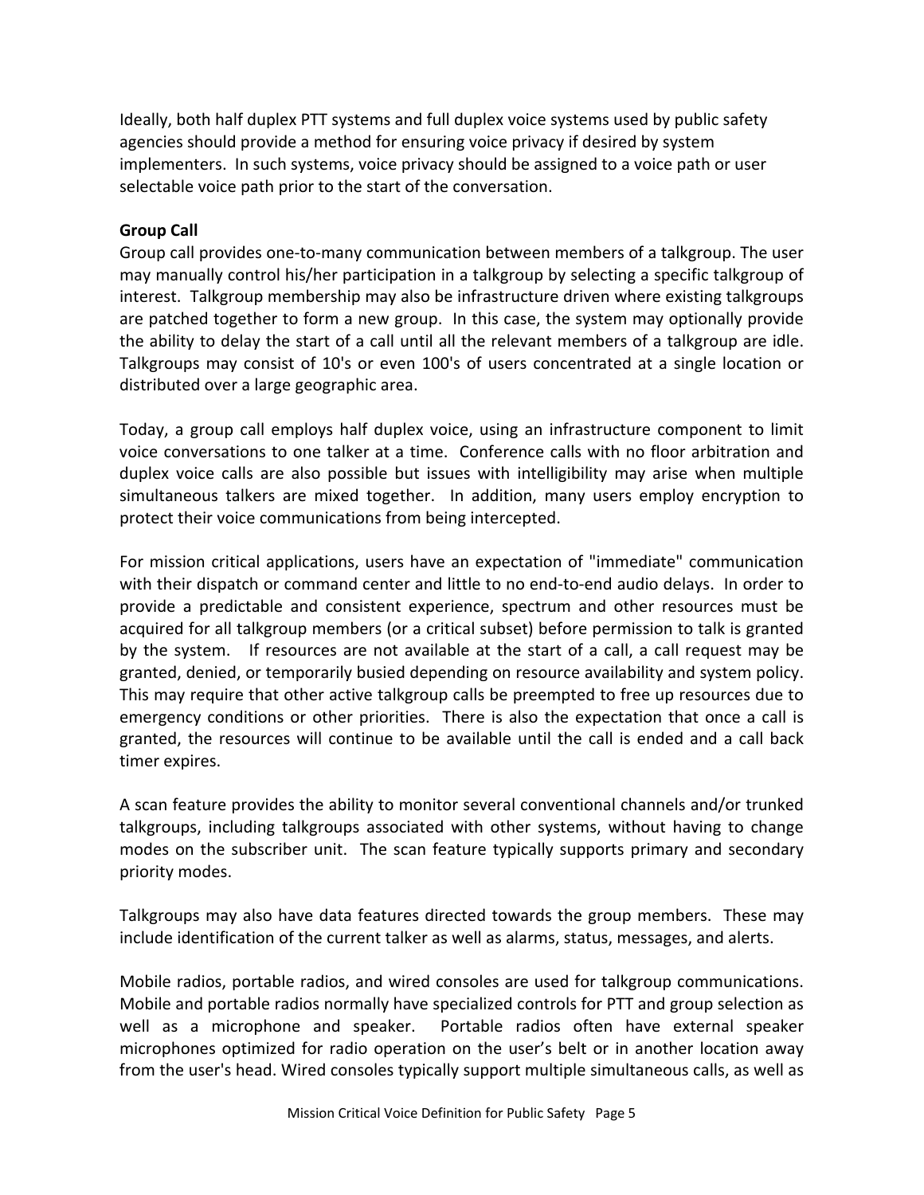Ideally, both half duplex PTT systems and full duplex voice systems used by public safety agencies should provide a method for ensuring voice privacy if desired by system implementers. In such systems, voice privacy should be assigned to a voice path or user selectable voice path prior to the start of the conversation.

**Group Call**

Group call provides one-to-many communication between members of a talkgroup. The user may manually control his/her participation in a talkgroup by selecting a specific talkgroup of interest. Talkgroup membership may also be infrastructure driven where existing talkgroups are patched together to form a new group. In this case, the system may optionally provide the ability to delay the start of a call until all the relevant members of a talkgroup are idle. Talkgroups may consist of 10's or even 100's of users concentrated at a single location or distributed over a large geographic area.

Today, a group call employs half duplex voice, using an infrastructure component to limit voice conversations to one talker at a time. Conference calls with no floor arbitration and duplex voice calls are also possible but issues with intelligibility may arise when multiple simultaneous talkers are mixed together. In addition, many users employ encryption to protect their voice communications from being intercepted.

For mission critical applications, users have an expectation of "immediate" communication with their dispatch or command center and little to no end-to-end audio delays. In order to provide a predictable and consistent experience, spectrum and other resources must be acquired for all talkgroup members (or a critical subset) before permission to talk is granted by the system. If resources are not available at the start of a call, a call request may be granted, denied, or temporarily busied depending on resource availability and system policy. This may require that other active talkgroup calls be preempted to free up resources due to emergency conditions or other priorities. There is also the expectation that once a call is granted, the resources will continue to be available until the call is ended and a call back timer expires.

A scan feature provides the ability to monitor several conventional channels and/or trunked talkgroups, including talkgroups associated with other systems, without having to change modes on the subscriber unit. The scan feature typically supports primary and secondary priority modes.

Talkgroups may also have data features directed towards the group members. These may include identification of the current talker as well as alarms, status, messages, and alerts.

Mobile radios, portable radios, and wired consoles are used for talkgroup communications. Mobile and portable radios normally have specialized controls for PTT and group selection as well as a microphone and speaker. Portable radios often have external speaker microphones optimized for radio operation on the user's belt or in another location away from the user's head. Wired consoles typically support multiple simultaneous calls, as well as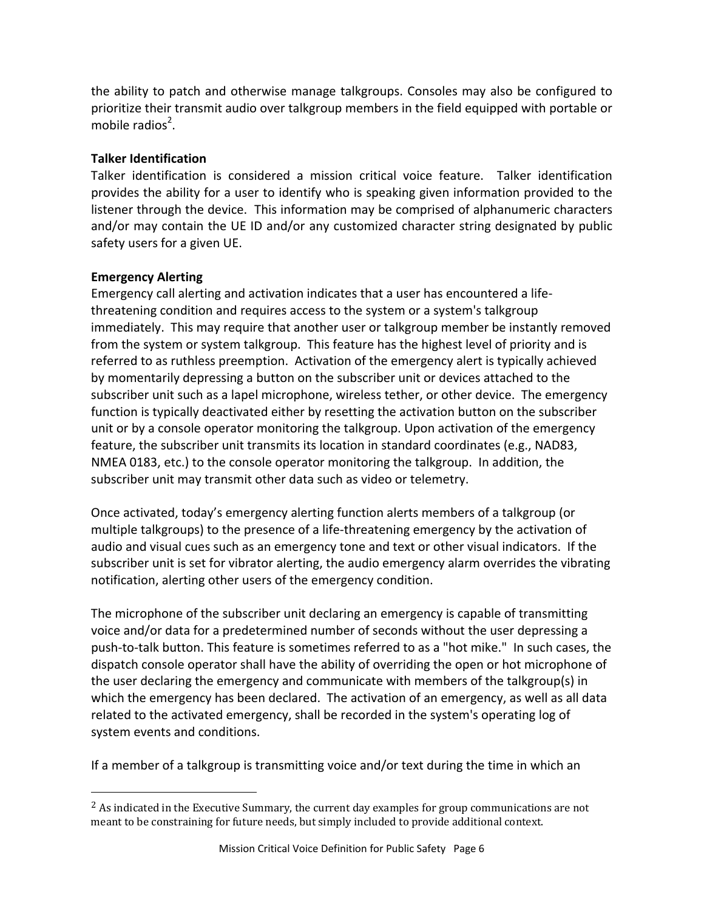the ability to patch and otherwise manage talkgroups. Consoles may also be configured to prioritize their transmit audio over talkgroup members in the field equipped with portable or mobile radios[2].

**Talker Identification**

Talker identification is considered a mission critical voice feature. Talker identification provides the ability for a user to identify who is speaking given information provided to the listener through the device. This information may be comprised of alphanumeric characters and/or may contain the UE ID and/or any customized character string designated by public safety users for a given UE.

**Emergency Alerting**

Emergency call alerting and activation indicates that a user has encountered a life-threatening condition and requires access to the system or a system's talkgroup immediately. This may require that another user or talkgroup member be instantly removed from the system or system talkgroup. This feature has the highest level of priority and is referred to as ruthless preemption. Activation of the emergency alert is typically achieved by momentarily depressing a button on the subscriber unit or devices attached to the subscriber unit such as a lapel microphone, wireless tether, or other device. The emergency function is typically deactivated either by resetting the activation button on the subscriber unit or by a console operator monitoring the talkgroup. Upon activation of the emergency feature, the subscriber unit transmits its location in standard coordinates (e.g., NAD83, NMEA 0183, etc.) to the console operator monitoring the talkgroup. In addition, the subscriber unit may transmit other data such as video or telemetry.

Once activated, today's emergency alerting function alerts members of a talkgroup (or multiple talkgroups) to the presence of a life-threatening emergency by the activation of audio and visual cues such as an emergency tone and text or other visual indicators. If the subscriber unit is set for vibrator alerting, the audio emergency alarm overrides the vibrating notification, alerting other users of the emergency condition.

The microphone of the subscriber unit declaring an emergency is capable of transmitting voice and/or data for a predetermined number of seconds without the user depressing a push-to-talk button. This feature is sometimes referred to as a "hot mike." In such cases, the dispatch console operator shall have the ability of overriding the open or hot microphone of the user declaring the emergency and communicate with members of the talkgroup(s) in which the emergency has been declared. The activation of an emergency, as well as all data related to the activated emergency, shall be recorded in the system's operating log of system events and conditions.

If a member of a talkgroup is transmitting voice and/or text during the time in which an

---

[2] As indicated in the Executive Summary, the current day examples for group communications are not meant to be constraining for future needs, but simply included to provide additional context.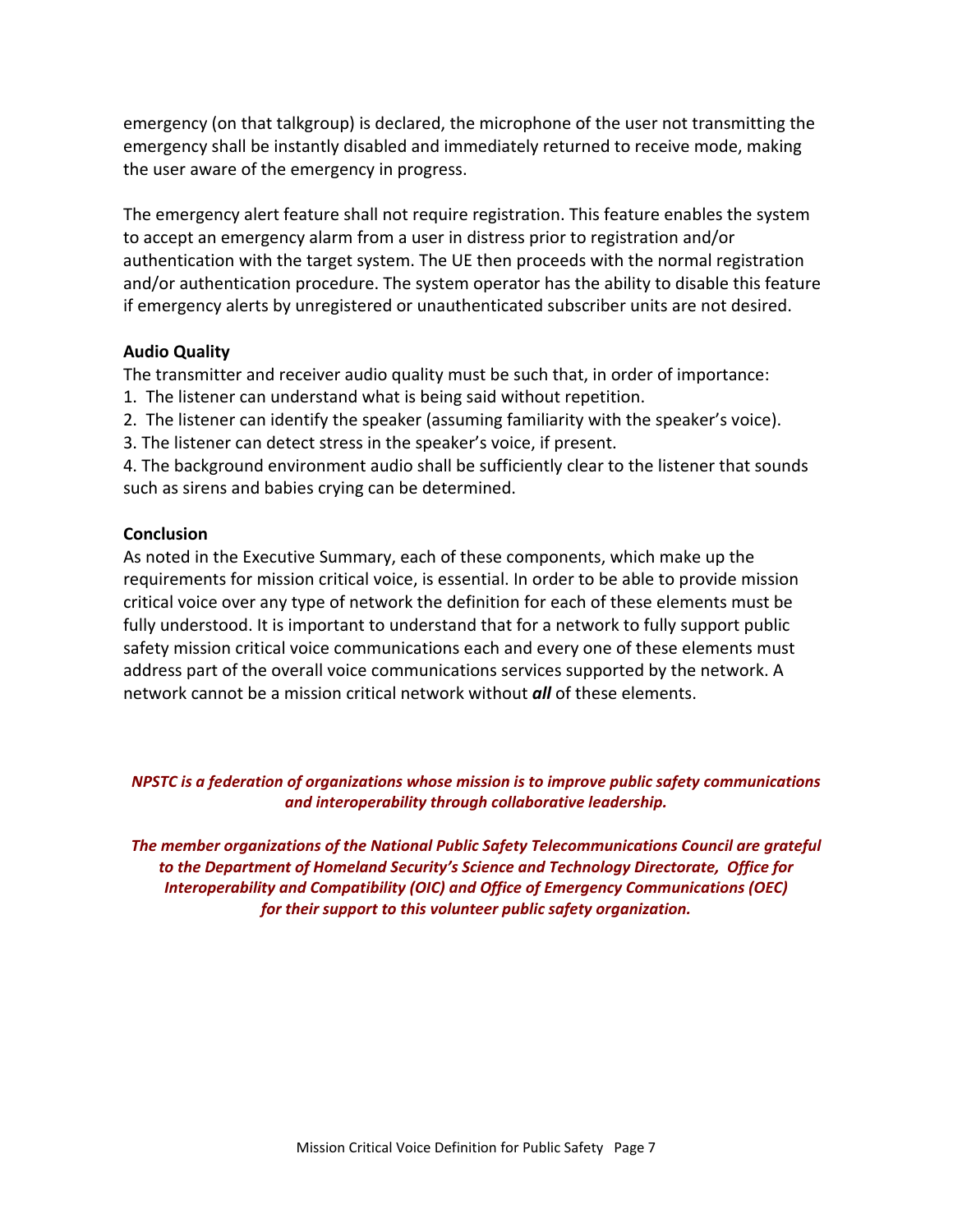emergency (on that talkgroup) is declared, the microphone of the user not transmitting the emergency shall be instantly disabled and immediately returned to receive mode, making the user aware of the emergency in progress.

The emergency alert feature shall not require registration. This feature enables the system to accept an emergency alarm from a user in distress prior to registration and/or authentication with the target system. The UE then proceeds with the normal registration and/or authentication procedure. The system operator has the ability to disable this feature if emergency alerts by unregistered or unauthenticated subscriber units are not desired.

**Audio Quality**

The transmitter and receiver audio quality must be such that, in order of importance:

1. The listener can understand what is being said without repetition.
2. The listener can identify the speaker (assuming familiarity with the speaker's voice).
3. The listener can detect stress in the speaker's voice, if present.
4. The background environment audio shall be sufficiently clear to the listener that sounds such as sirens and babies crying can be determined.

**Conclusion**

As noted in the Executive Summary, each of these components, which make up the requirements for mission critical voice, is essential. In order to be able to provide mission critical voice over any type of network the definition for each of these elements must be fully understood. It is important to understand that for a network to fully support public safety mission critical voice communications each and every one of these elements must address part of the overall voice communications services supported by the network. A network cannot be a mission critical network without ***all*** of these elements.

***NPSTC is a federation of organizations whose mission is to improve public safety communications and interoperability through collaborative leadership.***

***The member organizations of the National Public Safety Telecommunications Council are grateful to the Department of Homeland Security's Science and Technology Directorate, Office for Interoperability and Compatibility (OIC) and Office of Emergency Communications (OEC) for their support to this volunteer public safety organization.***